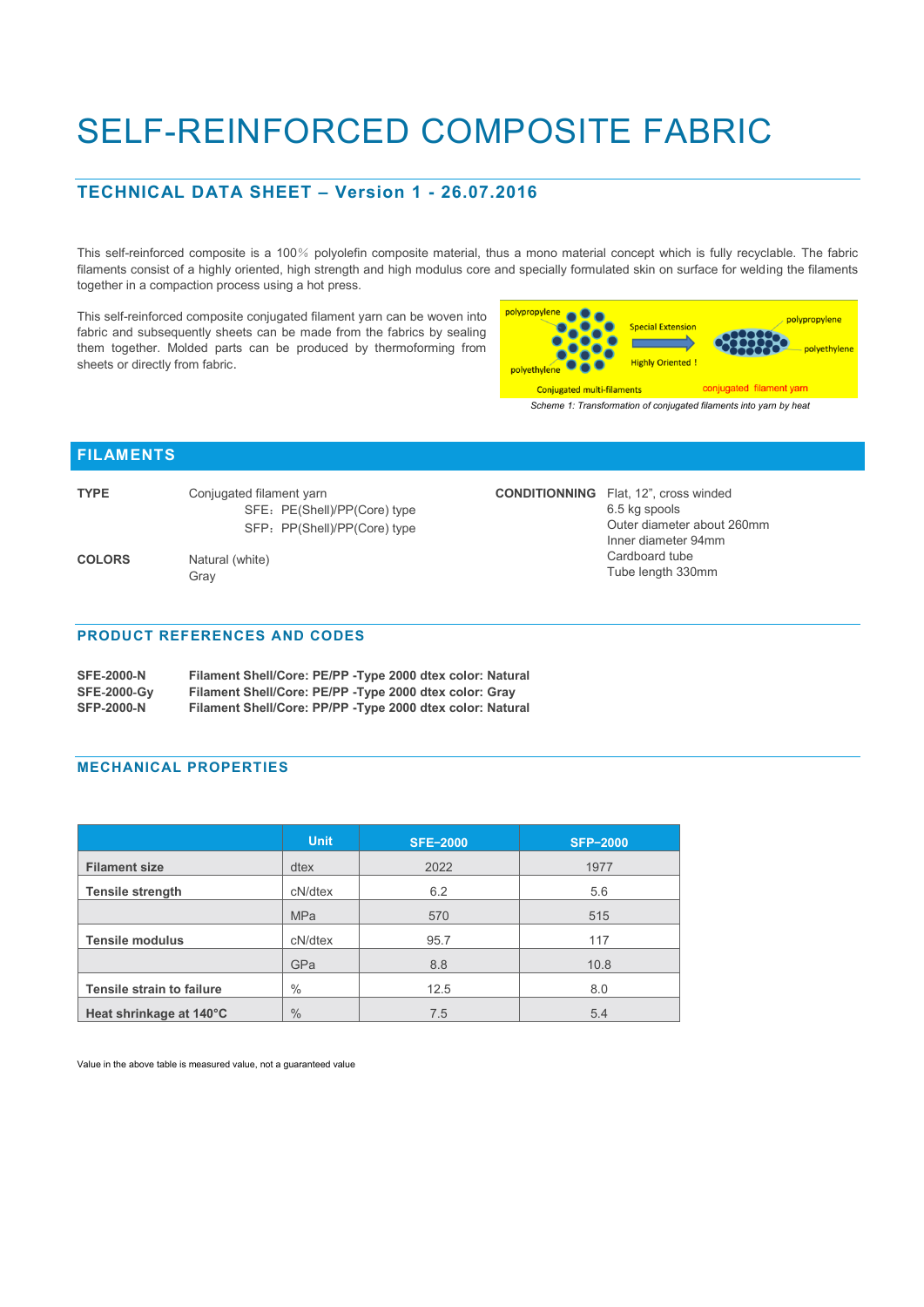# SELF-REINFORCED COMPOSITE FABRIC

## TECHNICAL DATA SHEET – Version 1 - 26.07.2016

This self-reinforced composite is a 100% polyolefin composite material, thus a mono material concept which is fully recyclable. The fabric filaments consist of a highly oriented, high strength and high modulus core and specially formulated skin on surface for welding the filaments together in a compaction process using a hot press.

This self-reinforced composite conjugated filament yarn can be woven into fabric and subsequently sheets can be made from the fabrics by sealing them together. Molded parts can be produced by thermoforming from sheets or directly from fabric.

polypropylene / polyethylene — Conjugated multi-filaments → Special Extension, Highly Oriented ! → polypropylene / polyethylene — conjugated filament yarn

*Scheme 1: Transformation of conjugated filaments into yarn by heat*

## FILAMENTS

**TYPE**

Conjugated filament yarn
SFE：PE(Shell)/PP(Core) type
SFP：PP(Shell)/PP(Core) type

**COLORS**

Natural (white)
Gray

**CONDITIONNING**

Flat, 12", cross winded
6.5 kg spools
Outer diameter about 260mm
Inner diameter 94mm
Cardboard tube
Tube length 330mm

### PRODUCT REFERENCES AND CODES

**SFE-2000-N** **Filament Shell/Core: PE/PP -Type 2000 dtex color: Natural**
**SFE-2000-Gy** **Filament Shell/Core: PE/PP -Type 2000 dtex color: Gray**
**SFP-2000-N** **Filament Shell/Core: PP/PP -Type 2000 dtex color: Natural**

### MECHANICAL PROPERTIES

| | Unit | SFE–2000 | SFP–2000 |
|---|---|---|---|
| **Filament size** | dtex | 2022 | 1977 |
| **Tensile strength** | cN/dtex | 6.2 | 5.6 |
| | MPa | 570 | 515 |
| **Tensile modulus** | cN/dtex | 95.7 | 117 |
| | GPa | 8.8 | 10.8 |
| **Tensile strain to failure** | % | 12.5 | 8.0 |
| **Heat shrinkage at 140°C** | % | 7.5 | 5.4 |

Value in the above table is measured value, not a guaranteed value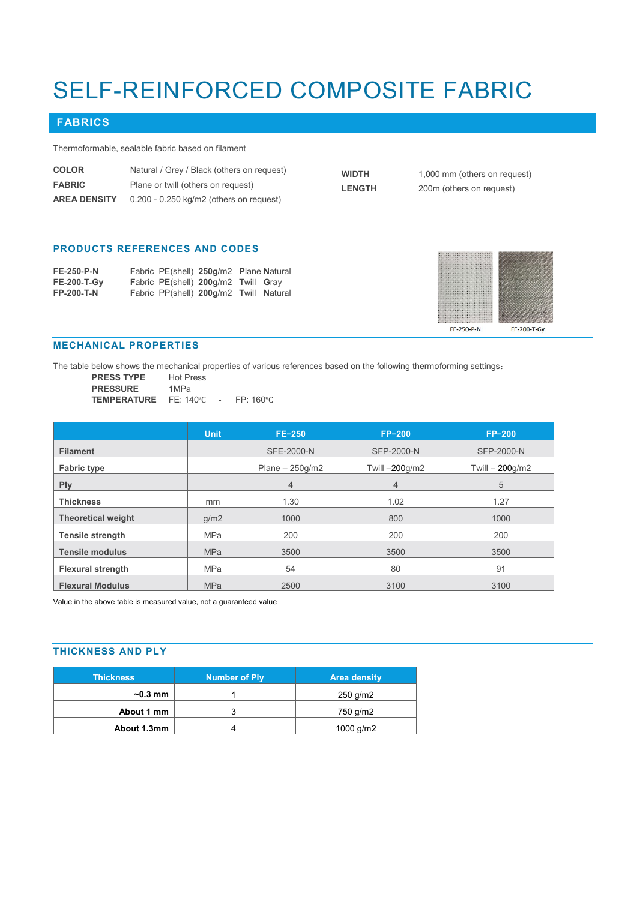# SELF-REINFORCED COMPOSITE FABRIC

## FABRICS

Thermoformable, sealable fabric based on filament

| | |
|---|---|
| **COLOR** | Natural / Grey / Black (others on request) |
| **FABRIC** | Plane or twill (others on request) |
| **AREA DENSITY** | 0.200 - 0.250 kg/m2 (others on request) |
| **WIDTH** | 1,000 mm (others on request) |
| **LENGTH** | 200m (others on request) |

## PRODUCTS REFERENCES AND CODES

| | |
|---|---|
| **FE-250-P-N** | **F**abric PE(shell) **250**g/m2 **P**lane **N**atural |
| **FE-200-T-Gy** | **F**abric PE(shell) **200**g/m2 **T**will **G**ray |
| **FP-200-T-N** | **F**abric PP(shell) **200**g/m2 **T**will **N**atural |

FE-250-P-N FE-200-T-Gy

## MECHANICAL PROPERTIES

The table below shows the mechanical properties of various references based on the following thermoforming settings：

**PRESS TYPE** Hot Press
**PRESSURE** 1MPa
**TEMPERATURE** FE: 140℃ - FP: 160℃

| | Unit | FE–250 | FP–200 | FP–200 |
|---|---|---|---|---|
| **Filament** | | SFE-2000-N | SFP-2000-N | SFP-2000-N |
| **Fabric type** | | Plane – 250g/m2 | Twill –200g/m2 | Twill – 200g/m2 |
| **Ply** | | 4 | 4 | 5 |
| **Thickness** | mm | 1.30 | 1.02 | 1.27 |
| **Theoretical weight** | g/m2 | 1000 | 800 | 1000 |
| **Tensile strength** | MPa | 200 | 200 | 200 |
| **Tensile modulus** | MPa | 3500 | 3500 | 3500 |
| **Flexural strength** | MPa | 54 | 80 | 91 |
| **Flexural Modulus** | MPa | 2500 | 3100 | 3100 |

Value in the above table is measured value, not a guaranteed value

## THICKNESS AND PLY

| Thickness | Number of Ply | Area density |
|---|---|---|
| **~0.3 mm** | 1 | 250 g/m2 |
| **About 1 mm** | 3 | 750 g/m2 |
| **About 1.3mm** | 4 | 1000 g/m2 |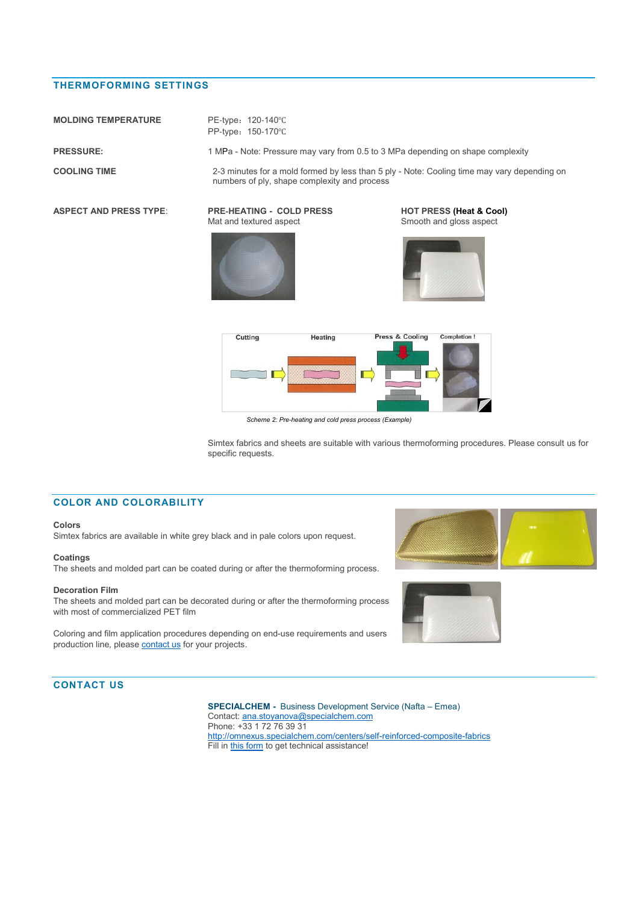## THERMOFORMING SETTINGS

| | | |
|---|---|---|
| **MOLDING TEMPERATURE** | PE-type：120-140℃<br>PP-type：150-170℃ | |
| **PRESSURE:** | 1 MPa - Note: Pressure may vary from 0.5 to 3 MPa depending on shape complexity | |
| **COOLING TIME** | 2-3 minutes for a mold formed by less than 5 ply - Note: Cooling time may vary depending on numbers of ply, shape complexity and process | |
| **ASPECT AND PRESS TYPE**: | **PRE-HEATING - COLD PRESS**<br>Mat and textured aspect | **HOT PRESS (Heat & Cool)**<br>Smooth and gloss aspect |

Cutting

Heating

Press & Cooling

Completion !

*Scheme 2: Pre-heating and cold press process (Example)*

Simtex fabrics and sheets are suitable with various thermoforming procedures. Please consult us for specific requests.

## COLOR AND COLORABILITY

**Colors**
Simtex fabrics are available in white grey black and in pale colors upon request.

**Coatings**
The sheets and molded part can be coated during or after the thermoforming process.

**Decoration Film**
The sheets and molded part can be decorated during or after the thermoforming process with most of commercialized PET film

Coloring and film application procedures depending on end-use requirements and users production line, please contact us for your projects.

## CONTACT US

**SPECIALCHEM -** Business Development Service (Nafta – Emea)
Contact: ana.stoyanova@specialchem.com
Phone: +33 1 72 76 39 31
http://omnexus.specialchem.com/centers/self-reinforced-composite-fabrics
Fill in this form to get technical assistance!